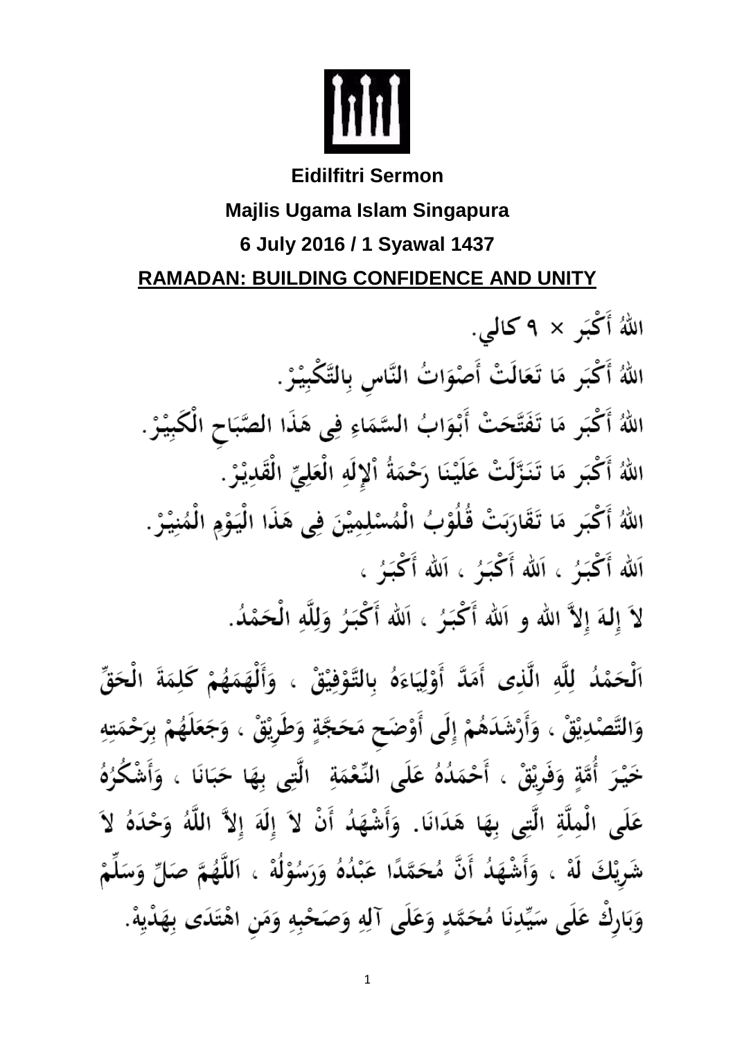**Eidilfitri Sermon**

**Majlis Ugama Islam Singapura**

**6 July 2016 / 1 Syawal 1437**

**RAMADAN: BUILDING CONFIDENCE AND UNITY**

اللهُ أَكْبَر × ٩ كالي.

اللهُ أَكْبَر مَا تَعَالَتْ أَصْوَاتُ النَّاسِ بِالتَّكْبِيْرْ.

اللهُ أَكْبَر مَا تَفَتَّحَتْ أَبْوَابُ السَّمَاءِ فِي هَذَا الصَّبَاحِ الْكَبِيْرْ.

اللهُ أَكْبَر مَا تَنَزَّلَتْ عَلَيْنَا رَحْمَةُ اْلإِلَهِ الْعَلِيِّ الْقَدِيْرْ.

اللهُ أَكْبَر مَا تَقَارَبَتْ قُلُوْبُ الْمُسْلِمِيْنَ فِي هَذَا الْيَوْمِ الْمُنِيْرْ.

اَللهُ أَكْبَرُ ، اَللهُ أَكْبَرُ ، اَللهُ أَكْبَرُ ،

لاَ إِلهَ إِلاَّ اللهُ و اَللهُ أَكْبَرُ ، اَللهُ أَكْبَرُ وَلِلَّهِ الْحَمْدُ.

اَلْحَمْدُ لِلَّهِ الَّذِى أَمَدَّ أَوْلِيَاءَهُ بِالتَّوْفِيْقْ ، وَأَلْهَمَهُمْ كَلِمَةَ الْحَقِّ وَالتَّصْدِيْقْ ، وَأَرْشَدَهُمْ إِلَى أَوْضَحِ مَحَجَّةٍ وَطَرِيْقْ ، وَجَعَلَهُمْ بِرَحْمَتِهِ خَيْرَ أُمَّةٍ وَفَرِيْقْ ، أَحْمَدُهُ عَلَى النِّعْمَةِ الَّتِى بِهَا حَبَانَا ، وَأَشْكُرُهُ عَلَى الْمِلَّةِ الَّتِى بِهَا هَدَانَا. وَأَشْهَدُ أَنْ لاَ إِلَهَ إِلاَّ اللَّهُ وَحْدَهُ لاَ شَرِيْكَ لَهْ ، وَأَشْهَدُ أَنَّ مُحَمَّدًا عَبْدُهُ وَرَسُوْلُهْ ، اَللَّهُمَّ صَلِّ وَسَلِّمْ وَبَارِكْ عَلَى سَيِّدِنَا مُحَمَّدٍ وَعَلَى آلِهِ وَصَحْبِهِ وَمَنِ اهْتَدَى بِهَدْيِهْ.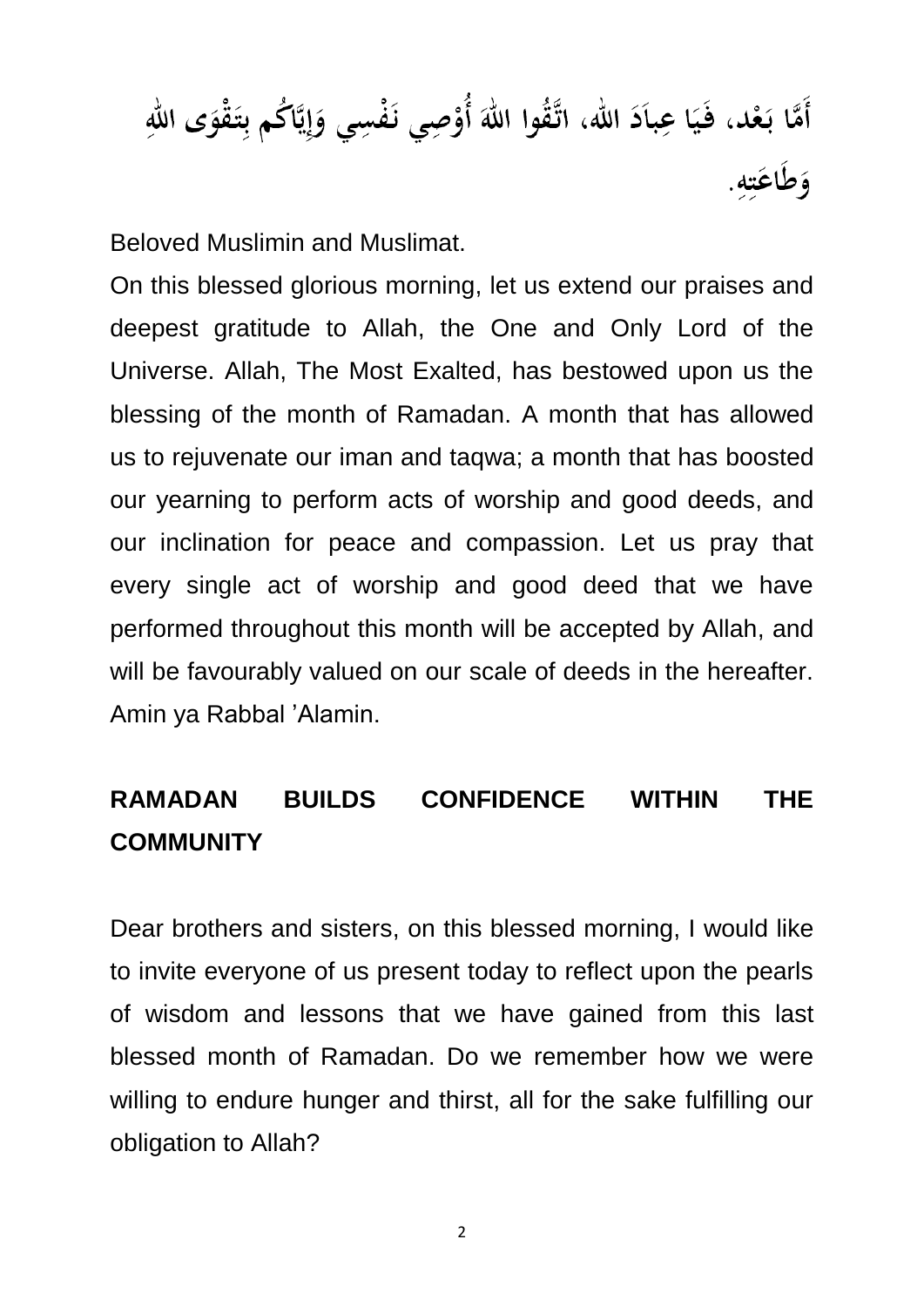أَمَّا بَعْد، فَيَا عِبَادَ الله، اتَّقُوا اللهَ أُوْصِي نَفْسِي وَإِيَّاكُم بِتَقْوَى اللهِ وَطَاعَتِهِ.

Beloved Muslimin and Muslimat.

On this blessed glorious morning, let us extend our praises and deepest gratitude to Allah, the One and Only Lord of the Universe. Allah, The Most Exalted, has bestowed upon us the blessing of the month of Ramadan. A month that has allowed us to rejuvenate our iman and taqwa; a month that has boosted our yearning to perform acts of worship and good deeds, and our inclination for peace and compassion. Let us pray that every single act of worship and good deed that we have performed throughout this month will be accepted by Allah, and will be favourably valued on our scale of deeds in the hereafter. Amin ya Rabbal 'Alamin.

## RAMADAN BUILDS CONFIDENCE WITHIN THE COMMUNITY

Dear brothers and sisters, on this blessed morning, I would like to invite everyone of us present today to reflect upon the pearls of wisdom and lessons that we have gained from this last blessed month of Ramadan. Do we remember how we were willing to endure hunger and thirst, all for the sake fulfilling our obligation to Allah?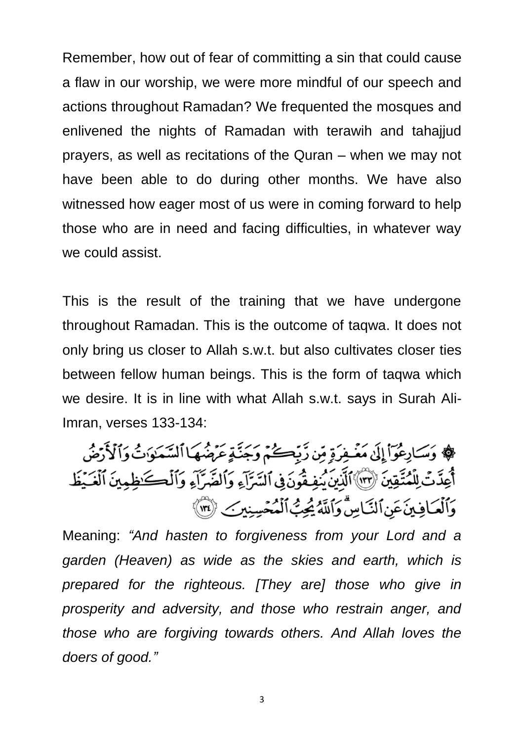Remember, how out of fear of committing a sin that could cause a flaw in our worship, we were more mindful of our speech and actions throughout Ramadan? We frequented the mosques and enlivened the nights of Ramadan with terawih and tahajjud prayers, as well as recitations of the Quran – when we may not have been able to do during other months. We have also witnessed how eager most of us were in coming forward to help those who are in need and facing difficulties, in whatever way we could assist.

This is the result of the training that we have undergone throughout Ramadan. This is the outcome of taqwa. It does not only bring us closer to Allah s.w.t. but also cultivates closer ties between fellow human beings. This is the form of taqwa which we desire. It is in line with what Allah s.w.t. says in Surah Ali-Imran, verses 133-134:

۞ وَسَارِعُوٓاْ إِلَىٰ مَغۡفِرَةٖ مِّن رَّبِّكُمۡ وَجَنَّةٍ عَرۡضُهَا ٱلسَّمَٰوَٰتُ وَٱلۡأَرۡضُ أُعِدَّتۡ لِلۡمُتَّقِينَ ﴿١٣٣﴾ ٱلَّذِينَ يُنفِقُونَ فِي ٱلسَّرَّآءِ وَٱلضَّرَّآءِ وَٱلۡكَٰظِمِينَ ٱلۡغَيۡظَ وَٱلۡعَافِينَ عَنِ ٱلنَّاسِۗ وَٱللَّهُ يُحِبُّ ٱلۡمُحۡسِنِينَ ﴿١٣٤﴾

Meaning: *"And hasten to forgiveness from your Lord and a garden (Heaven) as wide as the skies and earth, which is prepared for the righteous. [They are] those who give in prosperity and adversity, and those who restrain anger, and those who are forgiving towards others. And Allah loves the doers of good."*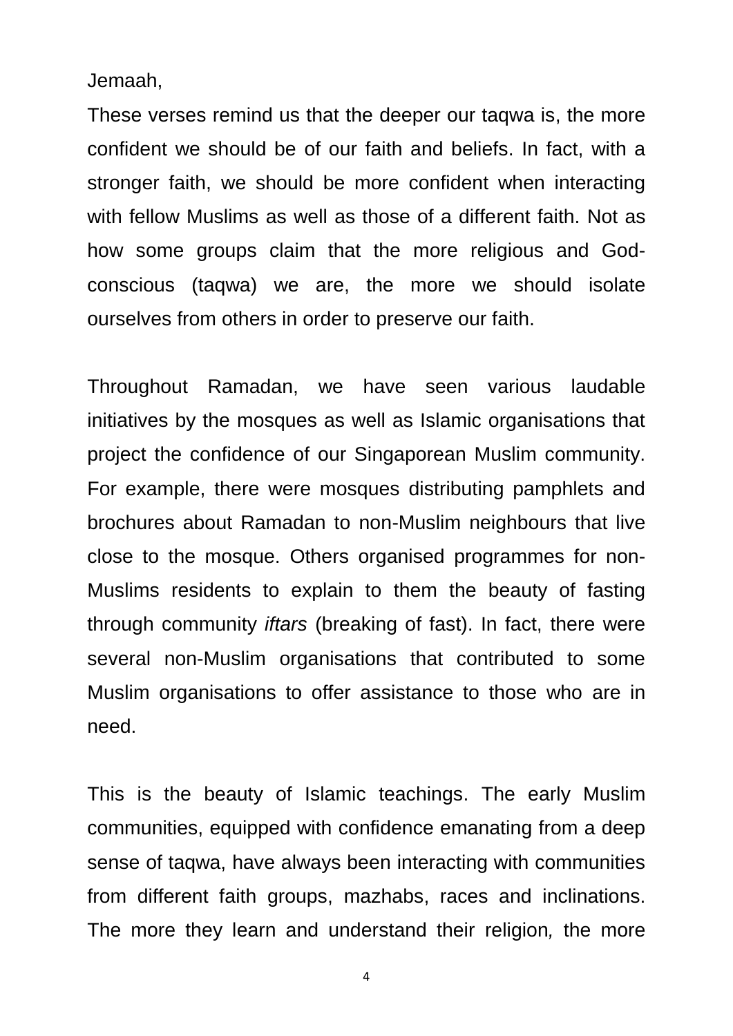Jemaah,

These verses remind us that the deeper our taqwa is, the more confident we should be of our faith and beliefs. In fact, with a stronger faith, we should be more confident when interacting with fellow Muslims as well as those of a different faith. Not as how some groups claim that the more religious and God-conscious (taqwa) we are, the more we should isolate ourselves from others in order to preserve our faith.

Throughout Ramadan, we have seen various laudable initiatives by the mosques as well as Islamic organisations that project the confidence of our Singaporean Muslim community. For example, there were mosques distributing pamphlets and brochures about Ramadan to non-Muslim neighbours that live close to the mosque. Others organised programmes for non-Muslims residents to explain to them the beauty of fasting through community *iftars* (breaking of fast). In fact, there were several non-Muslim organisations that contributed to some Muslim organisations to offer assistance to those who are in need.

This is the beauty of Islamic teachings. The early Muslim communities, equipped with confidence emanating from a deep sense of taqwa, have always been interacting with communities from different faith groups, mazhabs, races and inclinations. The more they learn and understand their religion, the more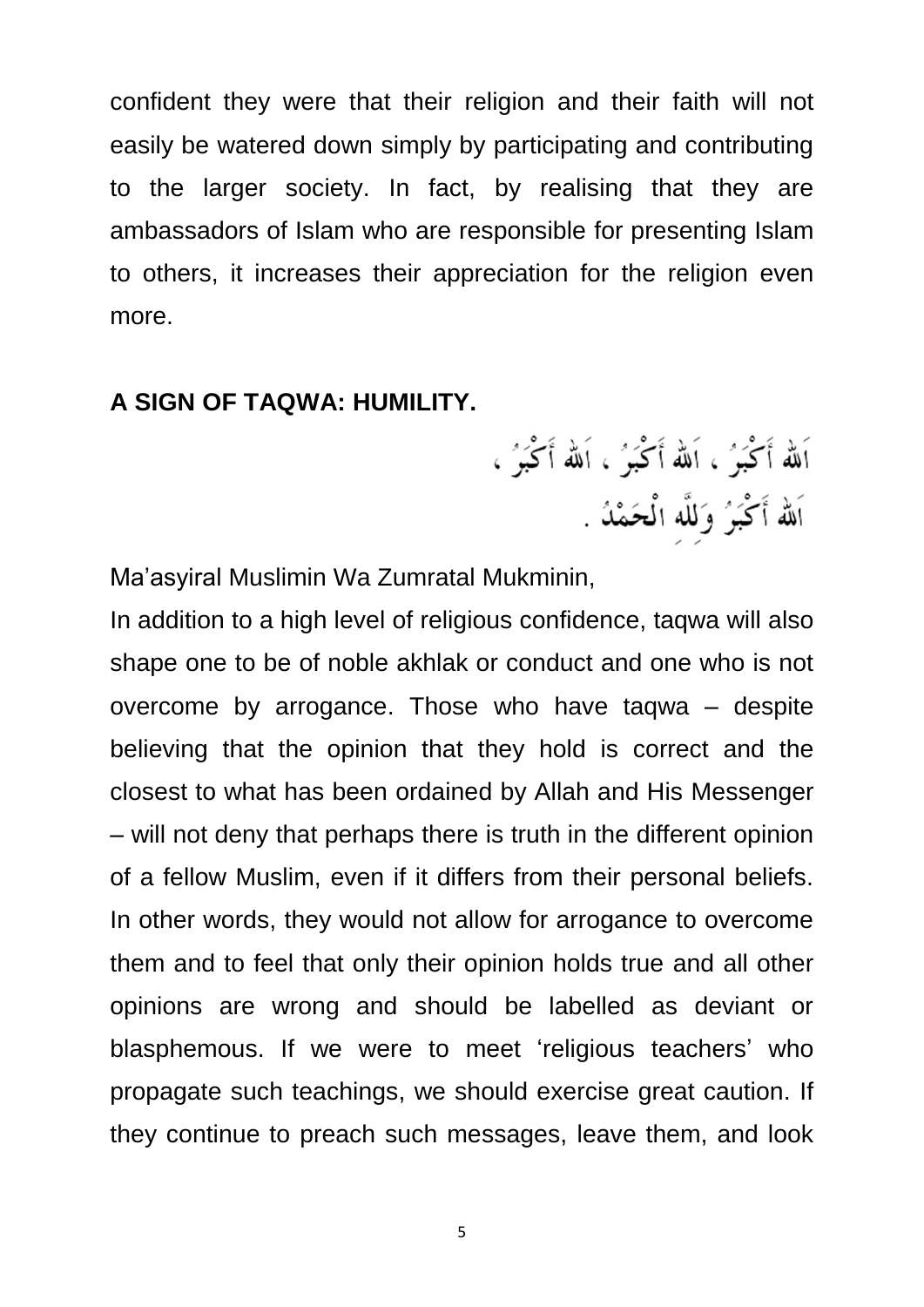confident they were that their religion and their faith will not easily be watered down simply by participating and contributing to the larger society. In fact, by realising that they are ambassadors of Islam who are responsible for presenting Islam to others, it increases their appreciation for the religion even more.

**A SIGN OF TAQWA: HUMILITY.**

اَللهُ أَكْبَرُ ، اَللهُ أَكْبَرُ ، اَللهُ أَكْبَرُ ، اَللهُ أَكْبَرُ وَلِلَّهِ الْحَمْدُ .

Ma'asyiral Muslimin Wa Zumratal Mukminin,

In addition to a high level of religious confidence, taqwa will also shape one to be of noble akhlak or conduct and one who is not overcome by arrogance. Those who have taqwa – despite believing that the opinion that they hold is correct and the closest to what has been ordained by Allah and His Messenger – will not deny that perhaps there is truth in the different opinion of a fellow Muslim, even if it differs from their personal beliefs. In other words, they would not allow for arrogance to overcome them and to feel that only their opinion holds true and all other opinions are wrong and should be labelled as deviant or blasphemous. If we were to meet 'religious teachers' who propagate such teachings, we should exercise great caution. If they continue to preach such messages, leave them, and look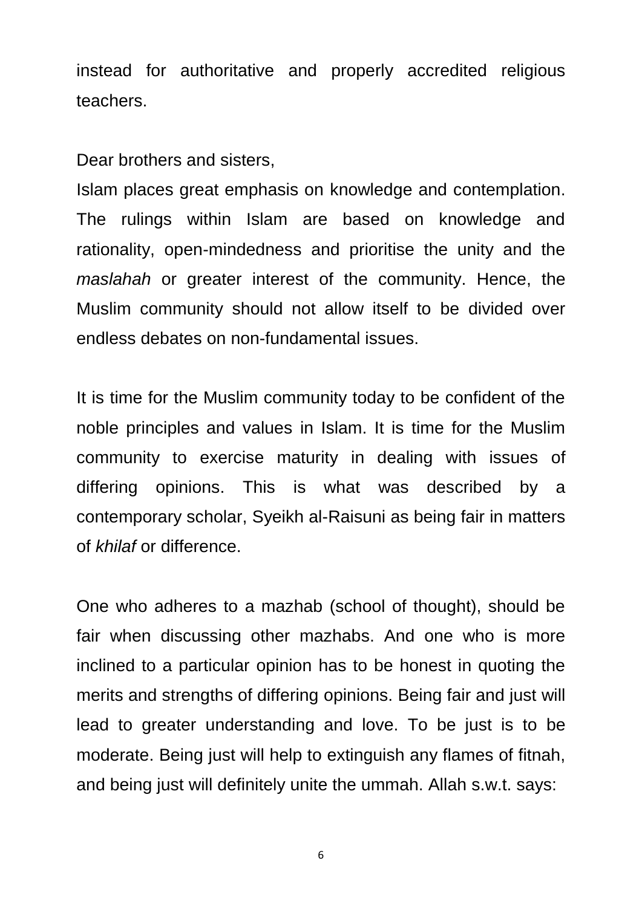instead for authoritative and properly accredited religious teachers.

Dear brothers and sisters,

Islam places great emphasis on knowledge and contemplation. The rulings within Islam are based on knowledge and rationality, open-mindedness and prioritise the unity and the *maslahah* or greater interest of the community. Hence, the Muslim community should not allow itself to be divided over endless debates on non-fundamental issues.

It is time for the Muslim community today to be confident of the noble principles and values in Islam. It is time for the Muslim community to exercise maturity in dealing with issues of differing opinions. This is what was described by a contemporary scholar, Syeikh al-Raisuni as being fair in matters of *khilaf* or difference.

One who adheres to a mazhab (school of thought), should be fair when discussing other mazhabs. And one who is more inclined to a particular opinion has to be honest in quoting the merits and strengths of differing opinions. Being fair and just will lead to greater understanding and love. To be just is to be moderate. Being just will help to extinguish any flames of fitnah, and being just will definitely unite the ummah. Allah s.w.t. says: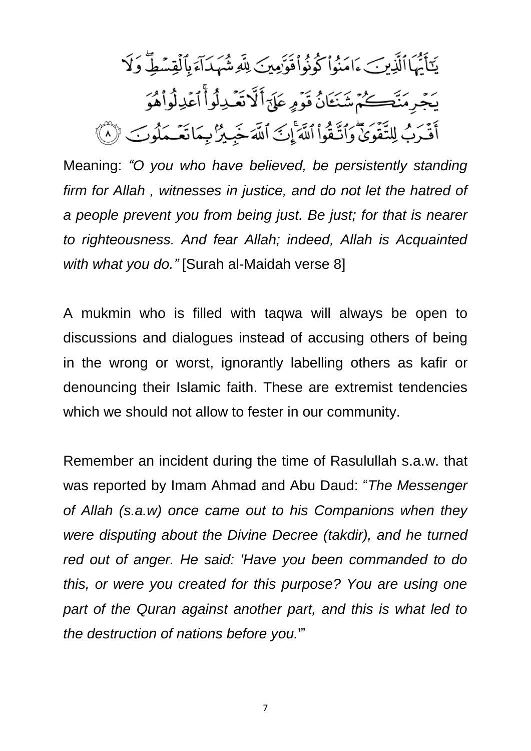يَٰٓأَيُّهَا ٱلَّذِينَ ءَامَنُوا۟ كُونُوا۟ قَوَّٰمِينَ لِلَّهِ شُهَدَآءَ بِٱلْقِسْطِ ۖ وَلَا يَجْرِمَنَّكُمْ شَنَـَٔانُ قَوْمٍ عَلَىٰٓ أَلَّا تَعْدِلُوا۟ ۚ ٱعْدِلُوا۟ هُوَ أَقْرَبُ لِلتَّقْوَىٰ ۖ وَٱتَّقُوا۟ ٱللَّهَ ۚ إِنَّ ٱللَّهَ خَبِيرٌۢ بِمَا تَعْمَلُونَ ﴿٨﴾

Meaning: *"O you who have believed, be persistently standing firm for Allah , witnesses in justice, and do not let the hatred of a people prevent you from being just. Be just; for that is nearer to righteousness. And fear Allah; indeed, Allah is Acquainted with what you do."* [Surah al-Maidah verse 8]

A mukmin who is filled with taqwa will always be open to discussions and dialogues instead of accusing others of being in the wrong or worst, ignorantly labelling others as kafir or denouncing their Islamic faith. These are extremist tendencies which we should not allow to fester in our community.

Remember an incident during the time of Rasulullah s.a.w. that was reported by Imam Ahmad and Abu Daud: "*The Messenger of Allah (s.a.w) once came out to his Companions when they were disputing about the Divine Decree (takdir), and he turned red out of anger. He said: 'Have you been commanded to do this, or were you created for this purpose? You are using one part of the Quran against another part, and this is what led to the destruction of nations before you.*'"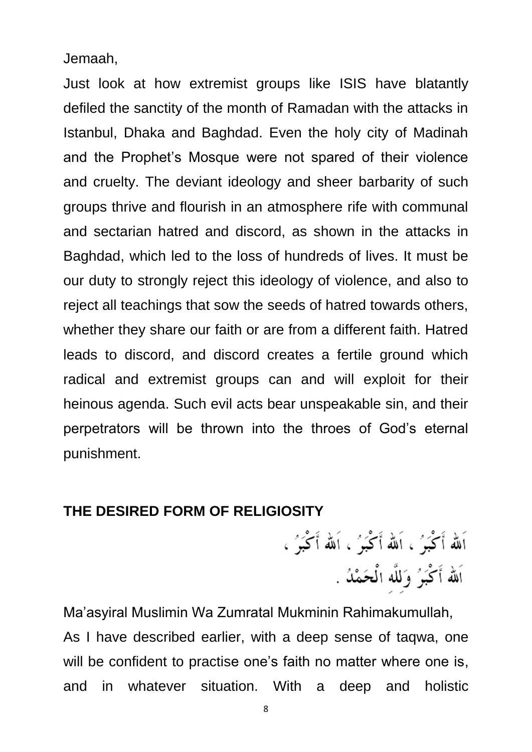Jemaah,

Just look at how extremist groups like ISIS have blatantly defiled the sanctity of the month of Ramadan with the attacks in Istanbul, Dhaka and Baghdad. Even the holy city of Madinah and the Prophet's Mosque were not spared of their violence and cruelty. The deviant ideology and sheer barbarity of such groups thrive and flourish in an atmosphere rife with communal and sectarian hatred and discord, as shown in the attacks in Baghdad, which led to the loss of hundreds of lives. It must be our duty to strongly reject this ideology of violence, and also to reject all teachings that sow the seeds of hatred towards others, whether they share our faith or are from a different faith. Hatred leads to discord, and discord creates a fertile ground which radical and extremist groups can and will exploit for their heinous agenda. Such evil acts bear unspeakable sin, and their perpetrators will be thrown into the throes of God's eternal punishment.

## THE DESIRED FORM OF RELIGIOSITY

اَللهُ أَكْبَرُ ، اَللهُ أَكْبَرُ ، اَللهُ أَكْبَرُ ،
اَللهُ أَكْبَرُ وَلِلَّهِ الْحَمْدُ .

Ma'asyiral Muslimin Wa Zumratal Mukminin Rahimakumullah,

As I have described earlier, with a deep sense of taqwa, one will be confident to practise one's faith no matter where one is, and in whatever situation. With a deep and holistic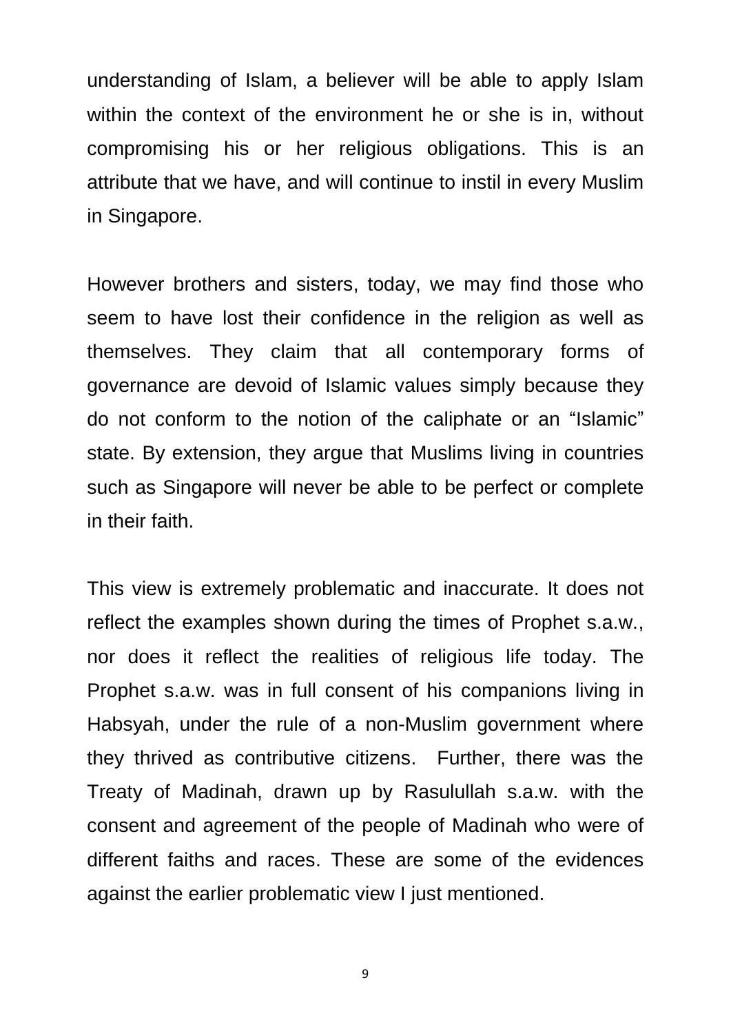understanding of Islam, a believer will be able to apply Islam within the context of the environment he or she is in, without compromising his or her religious obligations. This is an attribute that we have, and will continue to instil in every Muslim in Singapore.

However brothers and sisters, today, we may find those who seem to have lost their confidence in the religion as well as themselves. They claim that all contemporary forms of governance are devoid of Islamic values simply because they do not conform to the notion of the caliphate or an "Islamic" state. By extension, they argue that Muslims living in countries such as Singapore will never be able to be perfect or complete in their faith.

This view is extremely problematic and inaccurate. It does not reflect the examples shown during the times of Prophet s.a.w., nor does it reflect the realities of religious life today. The Prophet s.a.w. was in full consent of his companions living in Habsyah, under the rule of a non-Muslim government where they thrived as contributive citizens. Further, there was the Treaty of Madinah, drawn up by Rasulullah s.a.w. with the consent and agreement of the people of Madinah who were of different faiths and races. These are some of the evidences against the earlier problematic view I just mentioned.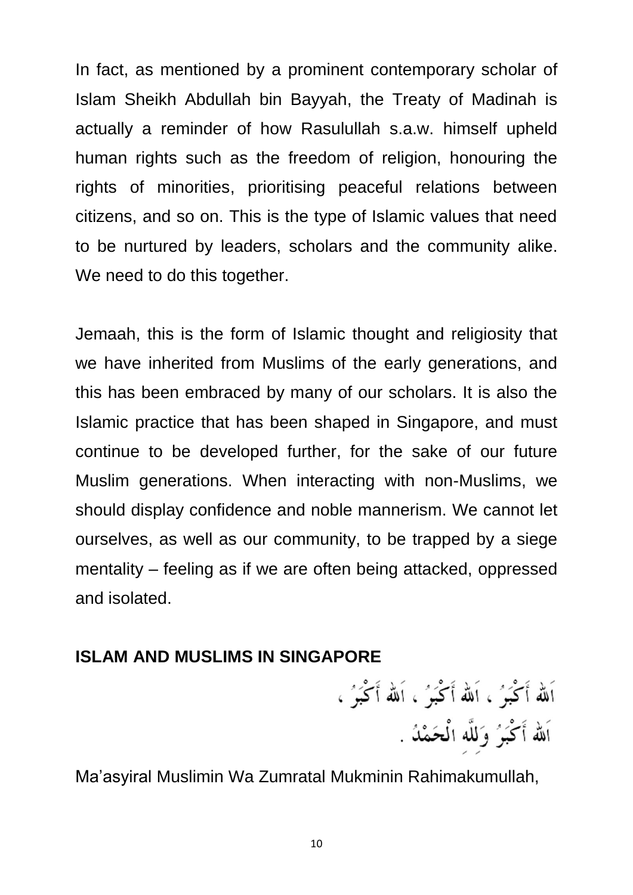In fact, as mentioned by a prominent contemporary scholar of Islam Sheikh Abdullah bin Bayyah, the Treaty of Madinah is actually a reminder of how Rasulullah s.a.w. himself upheld human rights such as the freedom of religion, honouring the rights of minorities, prioritising peaceful relations between citizens, and so on. This is the type of Islamic values that need to be nurtured by leaders, scholars and the community alike. We need to do this together.

Jemaah, this is the form of Islamic thought and religiosity that we have inherited from Muslims of the early generations, and this has been embraced by many of our scholars. It is also the Islamic practice that has been shaped in Singapore, and must continue to be developed further, for the sake of our future Muslim generations. When interacting with non-Muslims, we should display confidence and noble mannerism. We cannot let ourselves, as well as our community, to be trapped by a siege mentality – feeling as if we are often being attacked, oppressed and isolated.

**ISLAM AND MUSLIMS IN SINGAPORE**

اَللهُ أَكْبَرُ ، اَللهُ أَكْبَرُ ، اَللهُ أَكْبَرُ ،
اَللهُ أَكْبَرُ وَلِلَّهِ الْحَمْدُ .

Ma'asyiral Muslimin Wa Zumratal Mukminin Rahimakumullah,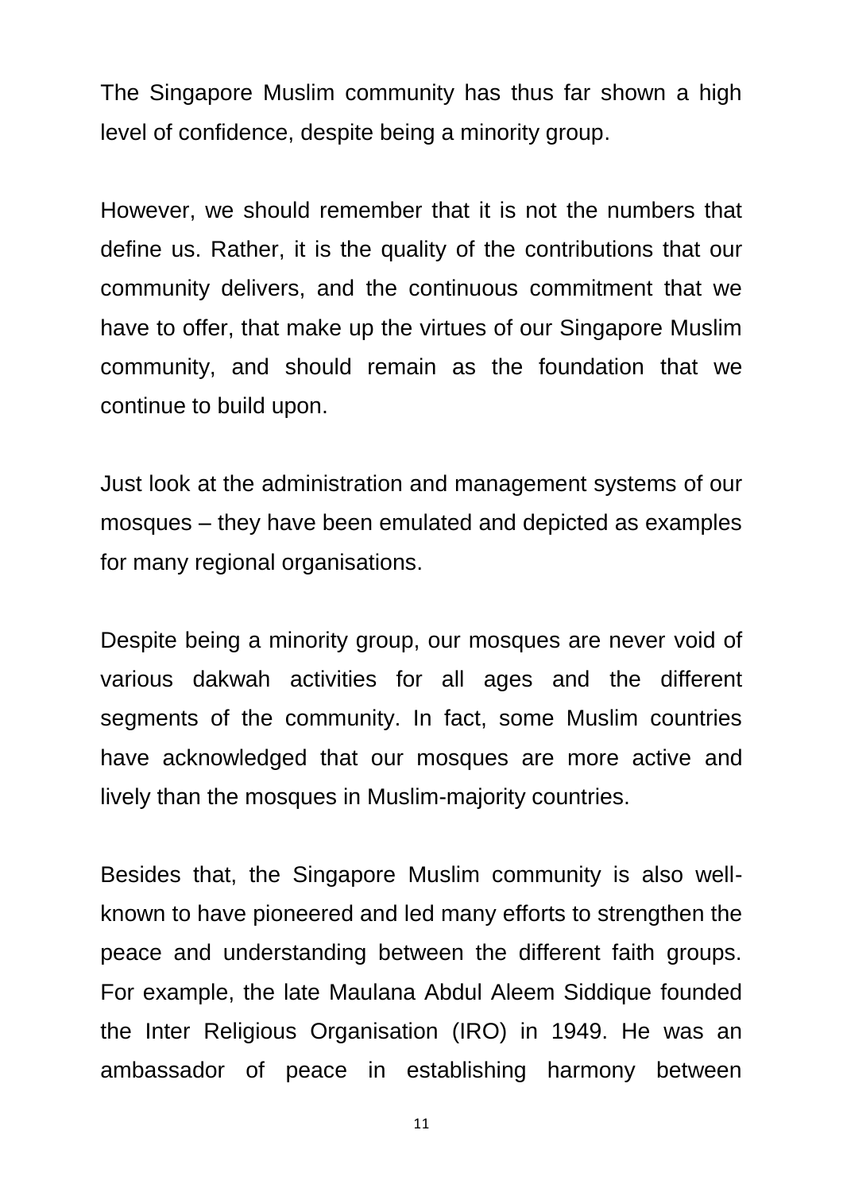The Singapore Muslim community has thus far shown a high level of confidence, despite being a minority group.

However, we should remember that it is not the numbers that define us. Rather, it is the quality of the contributions that our community delivers, and the continuous commitment that we have to offer, that make up the virtues of our Singapore Muslim community, and should remain as the foundation that we continue to build upon.

Just look at the administration and management systems of our mosques – they have been emulated and depicted as examples for many regional organisations.

Despite being a minority group, our mosques are never void of various dakwah activities for all ages and the different segments of the community. In fact, some Muslim countries have acknowledged that our mosques are more active and lively than the mosques in Muslim-majority countries.

Besides that, the Singapore Muslim community is also well-known to have pioneered and led many efforts to strengthen the peace and understanding between the different faith groups. For example, the late Maulana Abdul Aleem Siddique founded the Inter Religious Organisation (IRO) in 1949. He was an ambassador of peace in establishing harmony between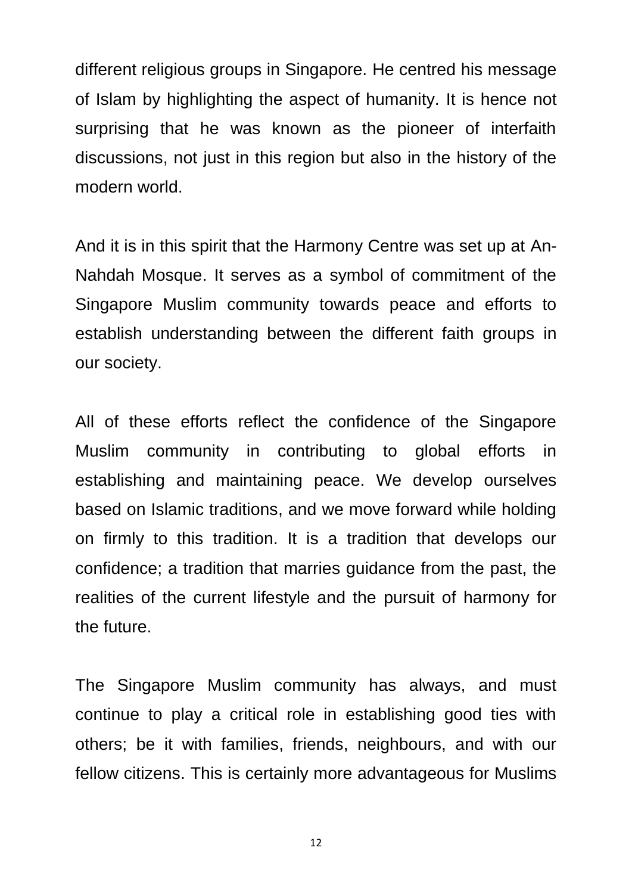different religious groups in Singapore. He centred his message of Islam by highlighting the aspect of humanity. It is hence not surprising that he was known as the pioneer of interfaith discussions, not just in this region but also in the history of the modern world.

And it is in this spirit that the Harmony Centre was set up at An-Nahdah Mosque. It serves as a symbol of commitment of the Singapore Muslim community towards peace and efforts to establish understanding between the different faith groups in our society.

All of these efforts reflect the confidence of the Singapore Muslim community in contributing to global efforts in establishing and maintaining peace. We develop ourselves based on Islamic traditions, and we move forward while holding on firmly to this tradition. It is a tradition that develops our confidence; a tradition that marries guidance from the past, the realities of the current lifestyle and the pursuit of harmony for the future.

The Singapore Muslim community has always, and must continue to play a critical role in establishing good ties with others; be it with families, friends, neighbours, and with our fellow citizens. This is certainly more advantageous for Muslims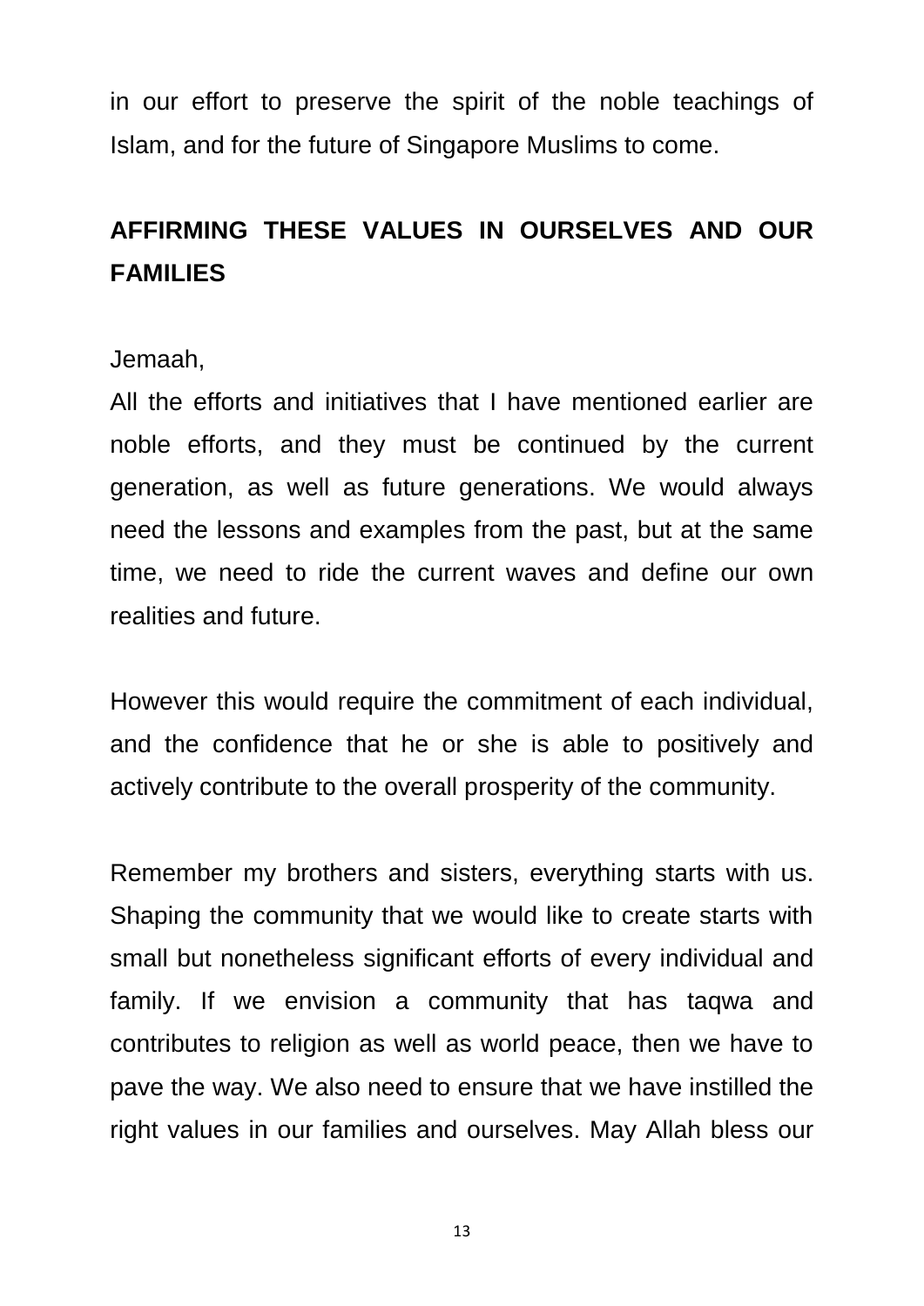in our effort to preserve the spirit of the noble teachings of Islam, and for the future of Singapore Muslims to come.

## AFFIRMING THESE VALUES IN OURSELVES AND OUR FAMILIES

Jemaah,

All the efforts and initiatives that I have mentioned earlier are noble efforts, and they must be continued by the current generation, as well as future generations. We would always need the lessons and examples from the past, but at the same time, we need to ride the current waves and define our own realities and future.

However this would require the commitment of each individual, and the confidence that he or she is able to positively and actively contribute to the overall prosperity of the community.

Remember my brothers and sisters, everything starts with us. Shaping the community that we would like to create starts with small but nonetheless significant efforts of every individual and family. If we envision a community that has taqwa and contributes to religion as well as world peace, then we have to pave the way. We also need to ensure that we have instilled the right values in our families and ourselves. May Allah bless our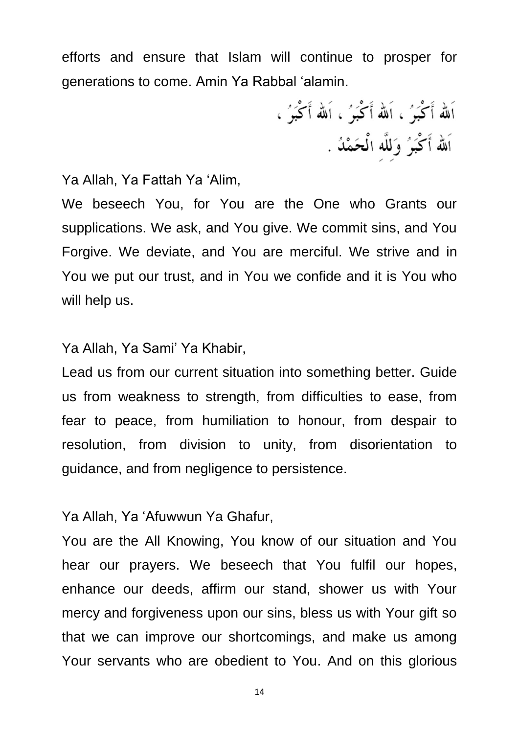efforts and ensure that Islam will continue to prosper for generations to come. Amin Ya Rabbal ‘alamin.

اَللهُ أَكْبَرُ ، اَللهُ أَكْبَرُ ، اَللهُ أَكْبَرُ ،
اَللهُ أَكْبَرُ وَلِلَّهِ الْحَمْدُ .

Ya Allah, Ya Fattah Ya ‘Alim,
We beseech You, for You are the One who Grants our supplications. We ask, and You give. We commit sins, and You Forgive. We deviate, and You are merciful. We strive and in You we put our trust, and in You we confide and it is You who will help us.

Ya Allah, Ya Sami’ Ya Khabir,
Lead us from our current situation into something better. Guide us from weakness to strength, from difficulties to ease, from fear to peace, from humiliation to honour, from despair to resolution, from division to unity, from disorientation to guidance, and from negligence to persistence.

Ya Allah, Ya ‘Afuwwun Ya Ghafur,
You are the All Knowing, You know of our situation and You hear our prayers. We beseech that You fulfil our hopes, enhance our deeds, affirm our stand, shower us with Your mercy and forgiveness upon our sins, bless us with Your gift so that we can improve our shortcomings, and make us among Your servants who are obedient to You. And on this glorious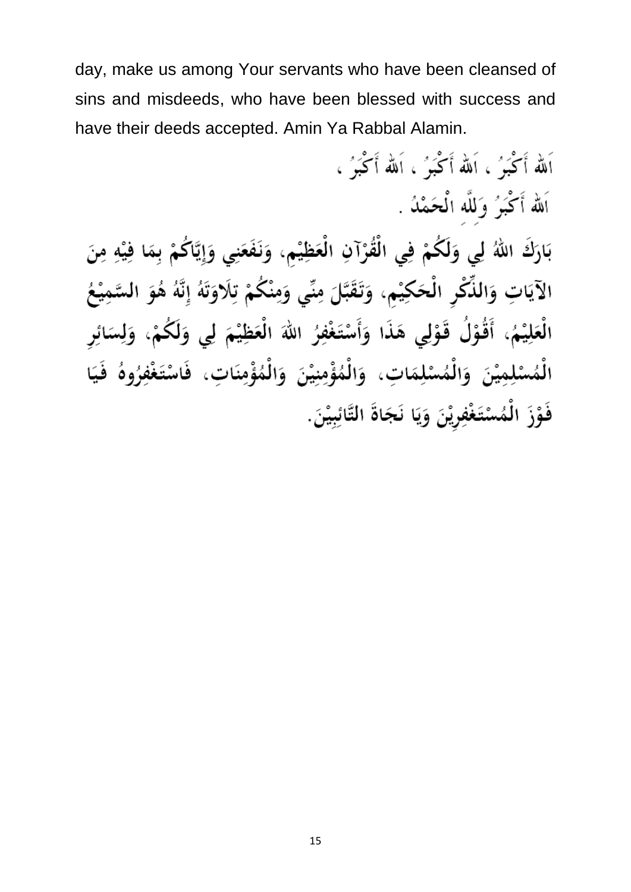day, make us among Your servants who have been cleansed of sins and misdeeds, who have been blessed with success and have their deeds accepted. Amin Ya Rabbal Alamin.

اَللهُ أَكْبَرُ ، اَللهُ أَكْبَرُ ، اَللهُ أَكْبَرُ ،

اَللهُ أَكْبَرُ وَلِلَّهِ الْحَمْدُ .

بَارَكَ اللهُ لِي وَلَكُمْ فِي الْقُرْآنِ الْعَظِيْمِ، وَنَفَعَنِي وَإِيَّاكُمْ بِمَا فِيْهِ مِنَ الآيَاتِ وَالذِّكْرِ الْحَكِيْمِ، وَتَقَبَّلَ مِنِّي وَمِنْكُمْ تِلَاوَتَهُ إِنَّهُ هُوَ السَّمِيْعُ الْعَلِيْمُ، أَقُوْلُ قَوْلِي هَذَا وَأَسْتَغْفِرُ اللهَ الْعَظِيْمَ لِي وَلَكُمْ، وَلِسَائِرِ الْمُسْلِمِيْنَ وَالْمُسْلِمَاتِ، وَالْمُؤْمِنِيْنَ وَالْمُؤْمِنَاتِ، فَاسْتَغْفِرُوهُ فَيَا فَوْزَ الْمُسْتَغْفِرِيْنَ وَيَا نَجَاةَ التَّائِبِيْنَ.